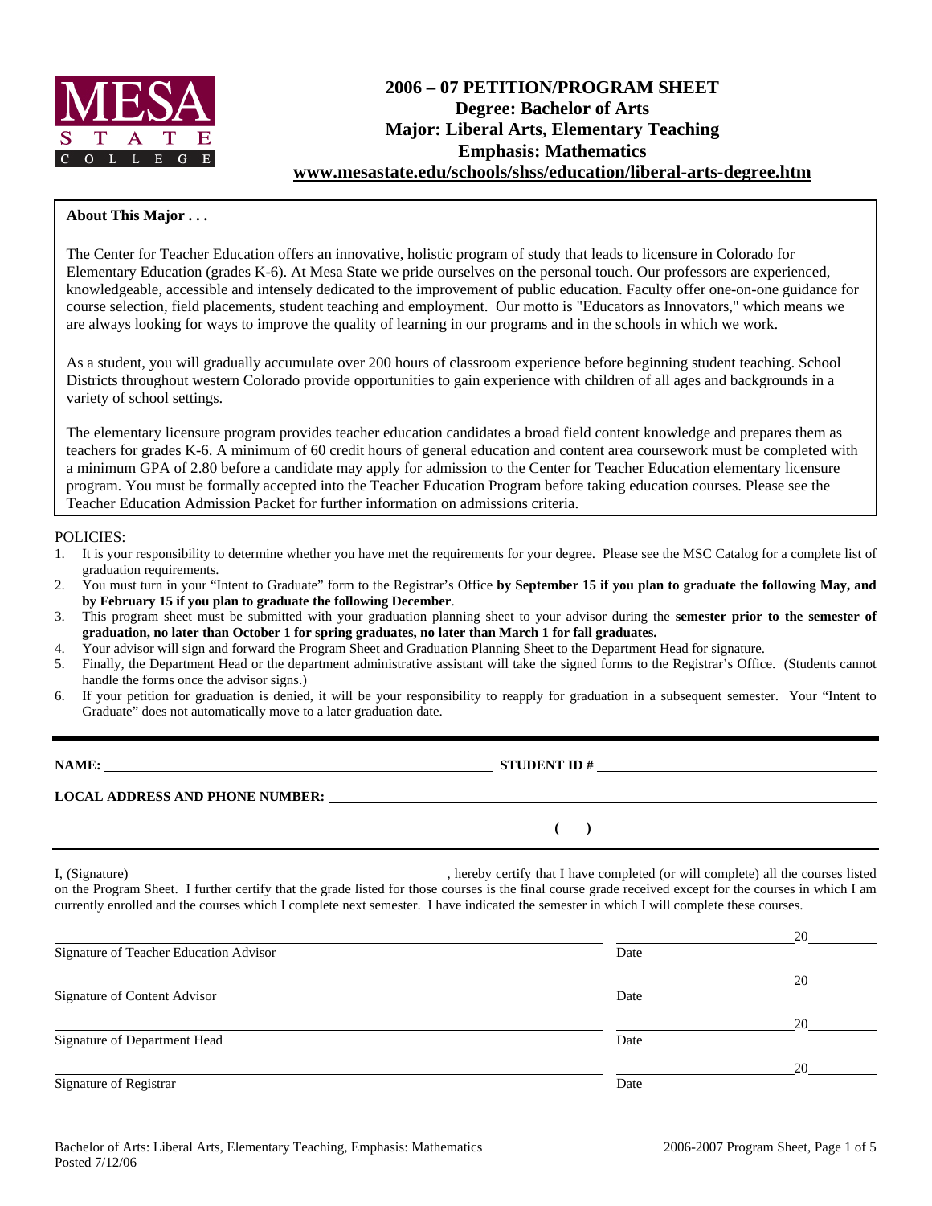MESA STATE COLLEGE

# 2006 – 07 PETITION/PROGRAM SHEET
## Degree: Bachelor of Arts
## Major: Liberal Arts, Elementary Teaching
## Emphasis: Mathematics
**www.mesastate.edu/schools/shss/education/liberal-arts-degree.htm**

**About This Major . . .**

The Center for Teacher Education offers an innovative, holistic program of study that leads to licensure in Colorado for Elementary Education (grades K-6). At Mesa State we pride ourselves on the personal touch. Our professors are experienced, knowledgeable, accessible and intensely dedicated to the improvement of public education. Faculty offer one-on-one guidance for course selection, field placements, student teaching and employment. Our motto is "Educators as Innovators," which means we are always looking for ways to improve the quality of learning in our programs and in the schools in which we work.

As a student, you will gradually accumulate over 200 hours of classroom experience before beginning student teaching. School Districts throughout western Colorado provide opportunities to gain experience with children of all ages and backgrounds in a variety of school settings.

The elementary licensure program provides teacher education candidates a broad field content knowledge and prepares them as teachers for grades K-6. A minimum of 60 credit hours of general education and content area coursework must be completed with a minimum GPA of 2.80 before a candidate may apply for admission to the Center for Teacher Education elementary licensure program. You must be formally accepted into the Teacher Education Program before taking education courses. Please see the Teacher Education Admission Packet for further information on admissions criteria.

POLICIES:

1. It is your responsibility to determine whether you have met the requirements for your degree. Please see the MSC Catalog for a complete list of graduation requirements.
2. You must turn in your "Intent to Graduate" form to the Registrar's Office **by September 15 if you plan to graduate the following May, and by February 15 if you plan to graduate the following December**.
3. This program sheet must be submitted with your graduation planning sheet to your advisor during the **semester prior to the semester of graduation, no later than October 1 for spring graduates, no later than March 1 for fall graduates.**
4. Your advisor will sign and forward the Program Sheet and Graduation Planning Sheet to the Department Head for signature.
5. Finally, the Department Head or the department administrative assistant will take the signed forms to the Registrar's Office. (Students cannot handle the forms once the advisor signs.)
6. If your petition for graduation is denied, it will be your responsibility to reapply for graduation in a subsequent semester. Your "Intent to Graduate" does not automatically move to a later graduation date.

---

**NAME:** ______________________ **STUDENT ID #** ______________________

**LOCAL ADDRESS AND PHONE NUMBER:** ______________________

______________________ **( )** ______________________

I, (Signature)______________________, hereby certify that I have completed (or will complete) all the courses listed on the Program Sheet. I further certify that the grade listed for those courses is the final course grade received except for the courses in which I am currently enrolled and the courses which I complete next semester. I have indicated the semester in which I will complete these courses.

______________________ Date ____________ 20____
Signature of Teacher Education Advisor

______________________ Date ____________ 20____
Signature of Content Advisor

______________________ Date ____________ 20____
Signature of Department Head

______________________ Date ____________ 20____
Signature of Registrar

Bachelor of Arts: Liberal Arts, Elementary Teaching, Emphasis: Mathematics
Posted 7/12/06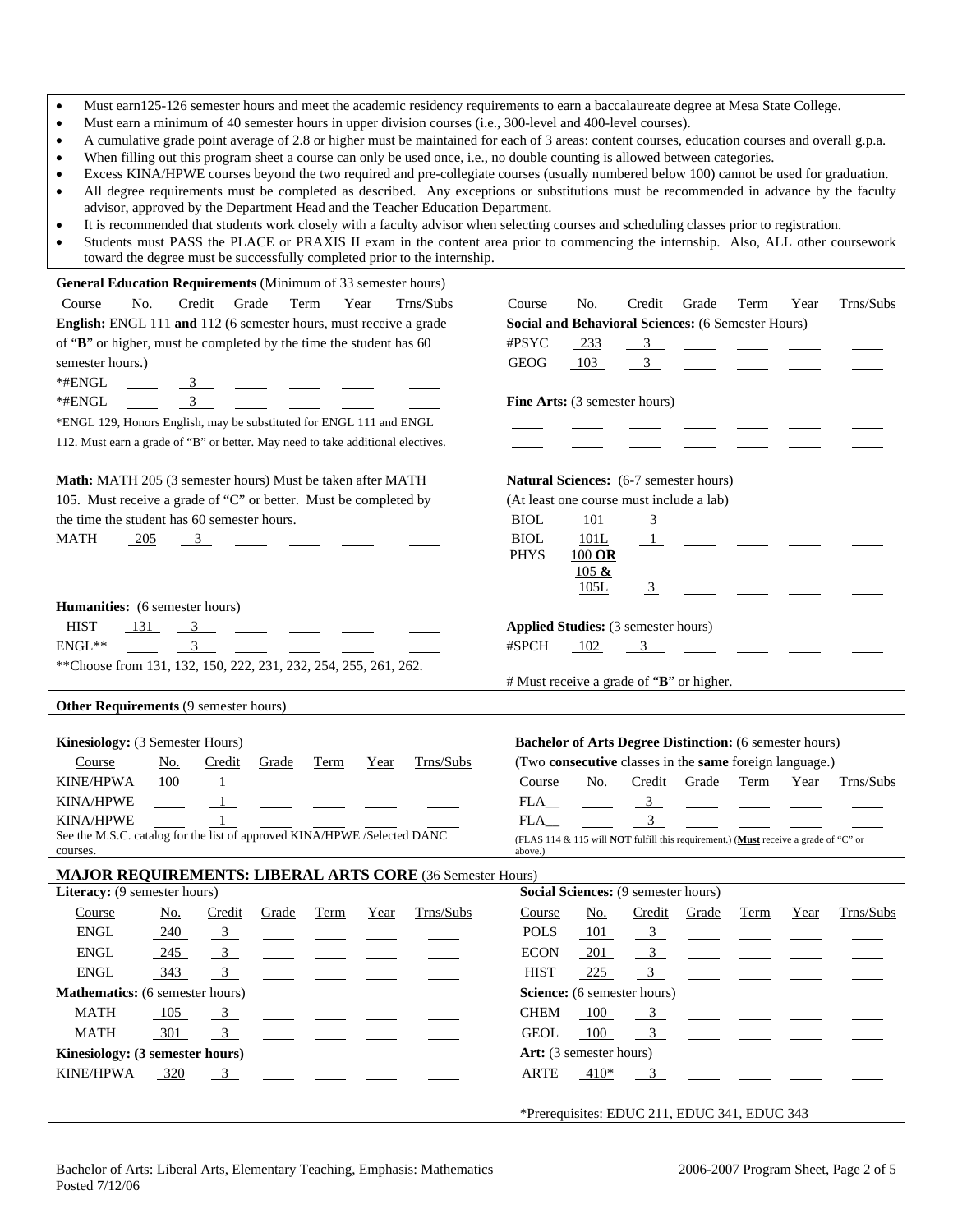- Must earn125-126 semester hours and meet the academic residency requirements to earn a baccalaureate degree at Mesa State College.
- Must earn a minimum of 40 semester hours in upper division courses (i.e., 300-level and 400-level courses).
- A cumulative grade point average of 2.8 or higher must be maintained for each of 3 areas: content courses, education courses and overall g.p.a.
- When filling out this program sheet a course can only be used once, i.e., no double counting is allowed between categories.
- Excess KINA/HPWE courses beyond the two required and pre-collegiate courses (usually numbered below 100) cannot be used for graduation.
- All degree requirements must be completed as described. Any exceptions or substitutions must be recommended in advance by the faculty advisor, approved by the Department Head and the Teacher Education Department.
- It is recommended that students work closely with a faculty advisor when selecting courses and scheduling classes prior to registration.
- Students must PASS the PLACE or PRAXIS II exam in the content area prior to commencing the internship. Also, ALL other coursework toward the degree must be successfully completed prior to the internship.

**General Education Requirements** (Minimum of 33 semester hours)

**English:** ENGL 111 **and** 112 (6 semester hours, must receive a grade of "**B**" or higher, must be completed by the time the student has 60 semester hours.)

| Course | No. | Credit | Grade | Term | Year | Trns/Subs |
|---|---|---|---|---|---|---|
| *#ENGL | | 3 | | | | |
| *#ENGL | | 3 | | | | |

*ENGL 129, Honors English, may be substituted for ENGL 111 and ENGL 112. Must earn a grade of "B" or better. May need to take additional electives.

**Math:** MATH 205 (3 semester hours) Must be taken after MATH 105. Must receive a grade of "C" or better. Must be completed by the time the student has 60 semester hours.

| Course | No. | Credit | Grade | Term | Year | Trns/Subs |
|---|---|---|---|---|---|---|
| MATH | 205 | 3 | | | | |

**Humanities:** (6 semester hours)

| Course | No. | Credit | Grade | Term | Year | Trns/Subs |
|---|---|---|---|---|---|---|
| HIST | 131 | 3 | | | | |
| ENGL** | | 3 | | | | |

**Choose from 131, 132, 150, 222, 231, 232, 254, 255, 261, 262.

**Social and Behavioral Sciences:** (6 Semester Hours)

| Course | No. | Credit | Grade | Term | Year | Trns/Subs |
|---|---|---|---|---|---|---|
| #PSYC | 233 | 3 | | | | |
| GEOG | 103 | 3 | | | | |

**Fine Arts:** (3 semester hours)

| Course | No. | Credit | Grade | Term | Year | Trns/Subs |
|---|---|---|---|---|---|---|
| | | | | | | |
| | | | | | | |

**Natural Sciences:** (6-7 semester hours)
(At least one course must include a lab)

| Course | No. | Credit | Grade | Term | Year | Trns/Subs |
|---|---|---|---|---|---|---|
| BIOL | 101 | 3 | | | | |
| BIOL | 101L | 1 | | | | |
| PHYS | 100 **OR** 105 **&** 105L | 3 | | | | |

**Applied Studies:** (3 semester hours)

| Course | No. | Credit | Grade | Term | Year | Trns/Subs |
|---|---|---|---|---|---|---|
| #SPCH | 102 | 3 | | | | |

# Must receive a grade of "**B**" or higher.

**Other Requirements** (9 semester hours)

**Kinesiology:** (3 Semester Hours)

| Course | No. | Credit | Grade | Term | Year | Trns/Subs |
|---|---|---|---|---|---|---|
| KINE/HPWA | 100 | 1 | | | | |
| KINA/HPWE | | 1 | | | | |
| KINA/HPWE | | 1 | | | | |

See the M.S.C. catalog for the list of approved KINA/HPWE /Selected DANC courses.

**Bachelor of Arts Degree Distinction:** (6 semester hours)
(Two **consecutive** classes in the **same** foreign language.)

| Course | No. | Credit | Grade | Term | Year | Trns/Subs |
|---|---|---|---|---|---|---|
| FLA__ | | 3 | | | | |
| FLA__ | | 3 | | | | |

(FLAS 114 & 115 will **NOT** fulfill this requirement.) (**Must** receive a grade of "C" or above.)

## MAJOR REQUIREMENTS: LIBERAL ARTS CORE (36 Semester Hours)

**Literacy:** (9 semester hours)

| Course | No. | Credit | Grade | Term | Year | Trns/Subs |
|---|---|---|---|---|---|---|
| ENGL | 240 | 3 | | | | |
| ENGL | 245 | 3 | | | | |
| ENGL | 343 | 3 | | | | |

**Mathematics:** (6 semester hours)

| Course | No. | Credit | Grade | Term | Year | Trns/Subs |
|---|---|---|---|---|---|---|
| MATH | 105 | 3 | | | | |
| MATH | 301 | 3 | | | | |

**Kinesiology: (3 semester hours)**

| Course | No. | Credit | Grade | Term | Year | Trns/Subs |
|---|---|---|---|---|---|---|
| KINE/HPWA | 320 | 3 | | | | |

**Social Sciences:** (9 semester hours)

| Course | No. | Credit | Grade | Term | Year | Trns/Subs |
|---|---|---|---|---|---|---|
| POLS | 101 | 3 | | | | |
| ECON | 201 | 3 | | | | |
| HIST | 225 | 3 | | | | |

**Science:** (6 semester hours)

| Course | No. | Credit | Grade | Term | Year | Trns/Subs |
|---|---|---|---|---|---|---|
| CHEM | 100 | 3 | | | | |
| GEOL | 100 | 3 | | | | |

**Art:** (3 semester hours)

| Course | No. | Credit | Grade | Term | Year | Trns/Subs |
|---|---|---|---|---|---|---|
| ARTE | 410* | 3 | | | | |

*Prerequisites: EDUC 211, EDUC 341, EDUC 343

Bachelor of Arts: Liberal Arts, Elementary Teaching, Emphasis: Mathematics
Posted 7/12/06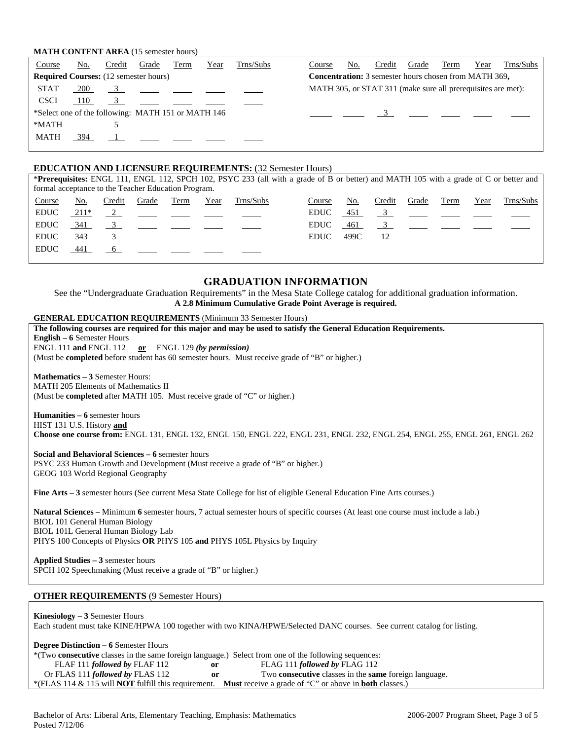**MATH CONTENT AREA** (15 semester hours)

| Course | No. | Credit | Grade | Term | Year | Trns/Subs |
|---|---|---|---|---|---|---|
| **Required Courses:** (12 semester hours) | | | | | | |
| STAT | 200 | 3 | | | | |
| CSCI | 110 | 3 | | | | |
| *Select one of the following: MATH 151 or MATH 146 | | | | | | |
| *MATH | | 5 | | | | |
| MATH | 394 | 1 | | | | |

| Course | No. | Credit | Grade | Term | Year | Trns/Subs |
|---|---|---|---|---|---|---|
| **Concentration:** 3 semester hours chosen from MATH 369**,** MATH 305, or STAT 311 (make sure all prerequisites are met): | | | | | | |
| | | 3 | | | | |

**EDUCATION AND LICENSURE REQUIREMENTS:** (32 Semester Hours)

\***Prerequisites:** ENGL 111, ENGL 112, SPCH 102, PSYC 233 (all with a grade of B or better) and MATH 105 with a grade of C or better and formal acceptance to the Teacher Education Program.

| Course | No. | Credit | Grade | Term | Year | Trns/Subs |
|---|---|---|---|---|---|---|
| EDUC | 211* | 2 | | | | |
| EDUC | 341 | 3 | | | | |
| EDUC | 343 | 3 | | | | |
| EDUC | 441 | 6 | | | | |

| Course | No. | Credit | Grade | Term | Year | Trns/Subs |
|---|---|---|---|---|---|---|
| EDUC | 451 | 3 | | | | |
| EDUC | 461 | 3 | | | | |
| EDUC | 499C | 12 | | | | |

## GRADUATION INFORMATION

See the "Undergraduate Graduation Requirements" in the Mesa State College catalog for additional graduation information.
**A 2.8 Minimum Cumulative Grade Point Average is required.**

**GENERAL EDUCATION REQUIREMENTS** (Minimum 33 Semester Hours)

**The following courses are required for this major and may be used to satisfy the General Education Requirements.**

**English – 6** Semester Hours
ENGL 111 **and** ENGL 112 **or** ENGL 129 ***(by permission)***
(Must be **completed** before student has 60 semester hours. Must receive grade of "B" or higher.)

**Mathematics – 3** Semester Hours:
MATH 205 Elements of Mathematics II
(Must be **completed** after MATH 105. Must receive grade of "C" or higher.)

**Humanities – 6** semester hours
HIST 131 U.S. History **and**
**Choose one course from:** ENGL 131, ENGL 132, ENGL 150, ENGL 222, ENGL 231, ENGL 232, ENGL 254, ENGL 255, ENGL 261, ENGL 262

**Social and Behavioral Sciences – 6** semester hours
PSYC 233 Human Growth and Development (Must receive a grade of "B" or higher.)
GEOG 103 World Regional Geography

**Fine Arts – 3** semester hours (See current Mesa State College for list of eligible General Education Fine Arts courses.)

**Natural Sciences –** Minimum **6** semester hours, 7 actual semester hours of specific courses (At least one course must include a lab.)
BIOL 101 General Human Biology
BIOL 101L General Human Biology Lab
PHYS 100 Concepts of Physics **OR** PHYS 105 **and** PHYS 105L Physics by Inquiry

**Applied Studies – 3** semester hours
SPCH 102 Speechmaking (Must receive a grade of "B" or higher.)

**OTHER REQUIREMENTS** (9 Semester Hours)

**Kinesiology – 3** Semester Hours
Each student must take KINE/HPWA 100 together with two KINA/HPWE/Selected DANC courses. See current catalog for listing.

**Degree Distinction – 6** Semester Hours
*(Two **consecutive** classes in the same foreign language.) Select from one of the following sequences:
FLAF 111 ***followed by*** FLAF 112 **or** FLAG 111 ***followed by*** FLAG 112
Or FLAS 111 ***followed by*** FLAS 112 **or** Two **consecutive** classes in the **same** foreign language.
*(FLAS 114 & 115 will **NOT** fulfill this requirement. **Must** receive a grade of "C" or above in **both** classes.)

Bachelor of Arts: Liberal Arts, Elementary Teaching, Emphasis: Mathematics
Posted 7/12/06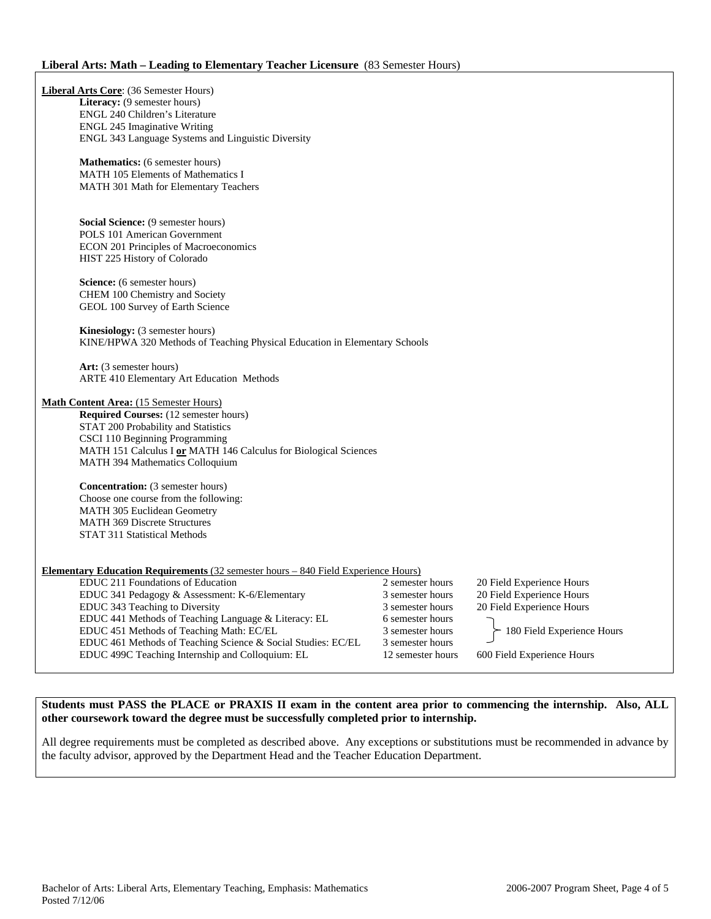## Liberal Arts: Math – Leading to Elementary Teacher Licensure (83 Semester Hours)

**Liberal Arts Core**: (36 Semester Hours)

**Literacy:** (9 semester hours)
ENGL 240 Children's Literature
ENGL 245 Imaginative Writing
ENGL 343 Language Systems and Linguistic Diversity

**Mathematics:** (6 semester hours)
MATH 105 Elements of Mathematics I
MATH 301 Math for Elementary Teachers

**Social Science:** (9 semester hours)
POLS 101 American Government
ECON 201 Principles of Macroeconomics
HIST 225 History of Colorado

**Science:** (6 semester hours)
CHEM 100 Chemistry and Society
GEOL 100 Survey of Earth Science

**Kinesiology:** (3 semester hours)
KINE/HPWA 320 Methods of Teaching Physical Education in Elementary Schools

**Art:** (3 semester hours)
ARTE 410 Elementary Art Education Methods

**Math Content Area:** (15 Semester Hours)

**Required Courses:** (12 semester hours)
STAT 200 Probability and Statistics
CSCI 110 Beginning Programming
MATH 151 Calculus I **or** MATH 146 Calculus for Biological Sciences
MATH 394 Mathematics Colloquium

**Concentration:** (3 semester hours)
Choose one course from the following:
MATH 305 Euclidean Geometry
MATH 369 Discrete Structures
STAT 311 Statistical Methods

**Elementary Education Requirements** (32 semester hours – 840 Field Experience Hours)

| Course | Semester Hours | Field Experience |
|---|---|---|
| EDUC 211 Foundations of Education | 2 semester hours | 20 Field Experience Hours |
| EDUC 341 Pedagogy & Assessment: K-6/Elementary | 3 semester hours | 20 Field Experience Hours |
| EDUC 343 Teaching to Diversity | 3 semester hours | 20 Field Experience Hours |
| EDUC 441 Methods of Teaching Language & Literacy: EL | 6 semester hours | 180 Field Experience Hours (EDUC 441, 451, 461 combined) |
| EDUC 451 Methods of Teaching Math: EC/EL | 3 semester hours | |
| EDUC 461 Methods of Teaching Science & Social Studies: EC/EL | 3 semester hours | |
| EDUC 499C Teaching Internship and Colloquium: EL | 12 semester hours | 600 Field Experience Hours |

**Students must PASS the PLACE or PRAXIS II exam in the content area prior to commencing the internship. Also, ALL other coursework toward the degree must be successfully completed prior to internship.**

All degree requirements must be completed as described above. Any exceptions or substitutions must be recommended in advance by the faculty advisor, approved by the Department Head and the Teacher Education Department.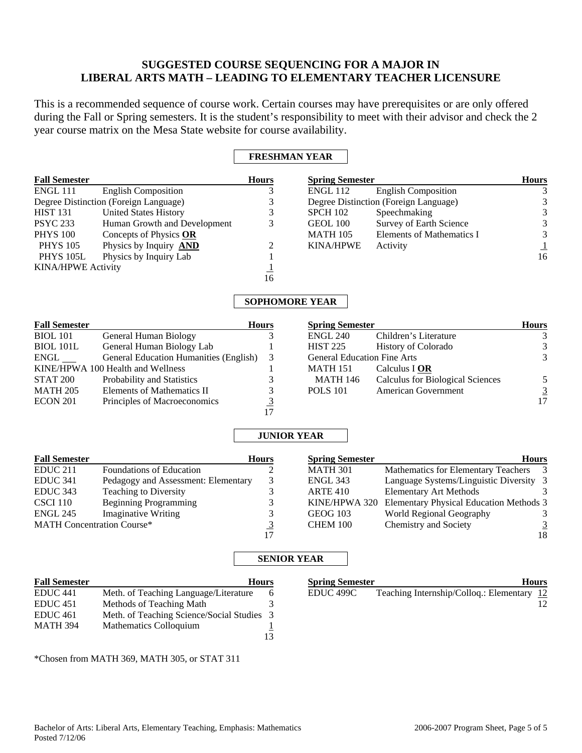## SUGGESTED COURSE SEQUENCING FOR A MAJOR IN LIBERAL ARTS MATH – LEADING TO ELEMENTARY TEACHER LICENSURE

This is a recommended sequence of course work. Certain courses may have prerequisites or are only offered during the Fall or Spring semesters. It is the student's responsibility to meet with their advisor and check the 2 year course matrix on the Mesa State website for course availability.

### FRESHMAN YEAR

| Fall Semester | | Hours |
|---|---|---|
| ENGL 111 | English Composition | 3 |
| Degree Distinction (Foreign Language) | | 3 |
| HIST 131 | United States History | 3 |
| PSYC 233 | Human Growth and Development | 3 |
| PHYS 100 | Concepts of Physics **OR** | |
| PHYS 105 | Physics by Inquiry **AND** | 2 |
| PHYS 105L | Physics by Inquiry Lab | 1 |
| KINA/HPWE Activity | | 1 |
| | | 16 |

| Spring Semester | | Hours |
|---|---|---|
| ENGL 112 | English Composition | 3 |
| Degree Distinction (Foreign Language) | | 3 |
| SPCH 102 | Speechmaking | 3 |
| GEOL 100 | Survey of Earth Science | 3 |
| MATH 105 | Elements of Mathematics I | 3 |
| KINA/HPWE | Activity | 1 |
| | | 16 |

### SOPHOMORE YEAR

| Fall Semester | | Hours |
|---|---|---|
| BIOL 101 | General Human Biology | 3 |
| BIOL 101L | General Human Biology Lab | 1 |
| ENGL ___ | General Education Humanities (English) | 3 |
| KINE/HPWA 100 Health and Wellness | | 1 |
| STAT 200 | Probability and Statistics | 3 |
| MATH 205 | Elements of Mathematics II | 3 |
| ECON 201 | Principles of Macroeconomics | 3 |
| | | 17 |

| Spring Semester | | Hours |
|---|---|---|
| ENGL 240 | Children's Literature | 3 |
| HIST 225 | History of Colorado | 3 |
| General Education Fine Arts | | 3 |
| MATH 151 | Calculus I **OR** | |
| MATH 146 | Calculus for Biological Sciences | 5 |
| POLS 101 | American Government | 3 |
| | | 17 |

### JUNIOR YEAR

| Fall Semester | | Hours |
|---|---|---|
| EDUC 211 | Foundations of Education | 2 |
| EDUC 341 | Pedagogy and Assessment: Elementary | 3 |
| EDUC 343 | Teaching to Diversity | 3 |
| CSCI 110 | Beginning Programming | 3 |
| ENGL 245 | Imaginative Writing | 3 |
| MATH Concentration Course* | | 3 |
| | | 17 |

| Spring Semester | | Hours |
|---|---|---|
| MATH 301 | Mathematics for Elementary Teachers | 3 |
| ENGL 343 | Language Systems/Linguistic Diversity | 3 |
| ARTE 410 | Elementary Art Methods | 3 |
| KINE/HPWA 320 | Elementary Physical Education Methods | 3 |
| GEOG 103 | World Regional Geography | 3 |
| CHEM 100 | Chemistry and Society | 3 |
| | | 18 |

### SENIOR YEAR

| Fall Semester | | Hours |
|---|---|---|
| EDUC 441 | Meth. of Teaching Language/Literature | 6 |
| EDUC 451 | Methods of Teaching Math | 3 |
| EDUC 461 | Meth. of Teaching Science/Social Studies | 3 |
| MATH 394 | Mathematics Colloquium | 1 |
| | | 13 |

| Spring Semester | | Hours |
|---|---|---|
| EDUC 499C | Teaching Internship/Colloq.: Elementary | 12 |
| | | 12 |

*Chosen from MATH 369, MATH 305, or STAT 311

Bachelor of Arts: Liberal Arts, Elementary Teaching, Emphasis: Mathematics
Posted 7/12/06

2006-2007 Program Sheet